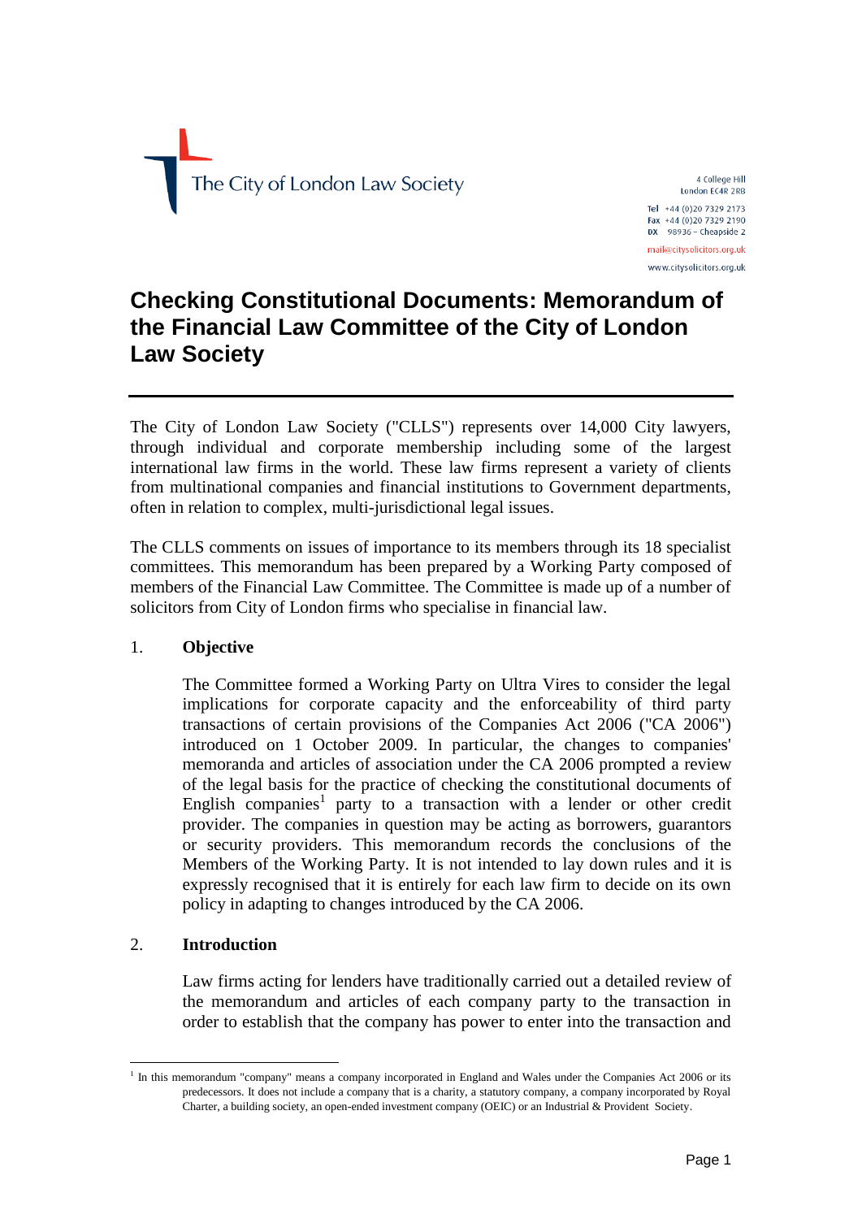The City of London Law Society

4 College Hill
London EC4R 2RB

Tel +44 (0)20 7329 2173
Fax +44 (0)20 7329 2190
DX 98936 – Cheapside 2

mail@citysolicitors.org.uk
www.citysolicitors.org.uk

# Checking Constitutional Documents: Memorandum of the Financial Law Committee of the City of London Law Society

The City of London Law Society ("CLLS") represents over 14,000 City lawyers, through individual and corporate membership including some of the largest international law firms in the world. These law firms represent a variety of clients from multinational companies and financial institutions to Government departments, often in relation to complex, multi-jurisdictional legal issues.

The CLLS comments on issues of importance to its members through its 18 specialist committees. This memorandum has been prepared by a Working Party composed of members of the Financial Law Committee. The Committee is made up of a number of solicitors from City of London firms who specialise in financial law.

## 1. Objective

The Committee formed a Working Party on Ultra Vires to consider the legal implications for corporate capacity and the enforceability of third party transactions of certain provisions of the Companies Act 2006 ("CA 2006") introduced on 1 October 2009. In particular, the changes to companies' memoranda and articles of association under the CA 2006 prompted a review of the legal basis for the practice of checking the constitutional documents of English companies[1] party to a transaction with a lender or other credit provider. The companies in question may be acting as borrowers, guarantors or security providers. This memorandum records the conclusions of the Members of the Working Party. It is not intended to lay down rules and it is expressly recognised that it is entirely for each law firm to decide on its own policy in adapting to changes introduced by the CA 2006.

## 2. Introduction

Law firms acting for lenders have traditionally carried out a detailed review of the memorandum and articles of each company party to the transaction in order to establish that the company has power to enter into the transaction and

[1] In this memorandum "company" means a company incorporated in England and Wales under the Companies Act 2006 or its predecessors. It does not include a company that is a charity, a statutory company, a company incorporated by Royal Charter, a building society, an open-ended investment company (OEIC) or an Industrial & Provident Society.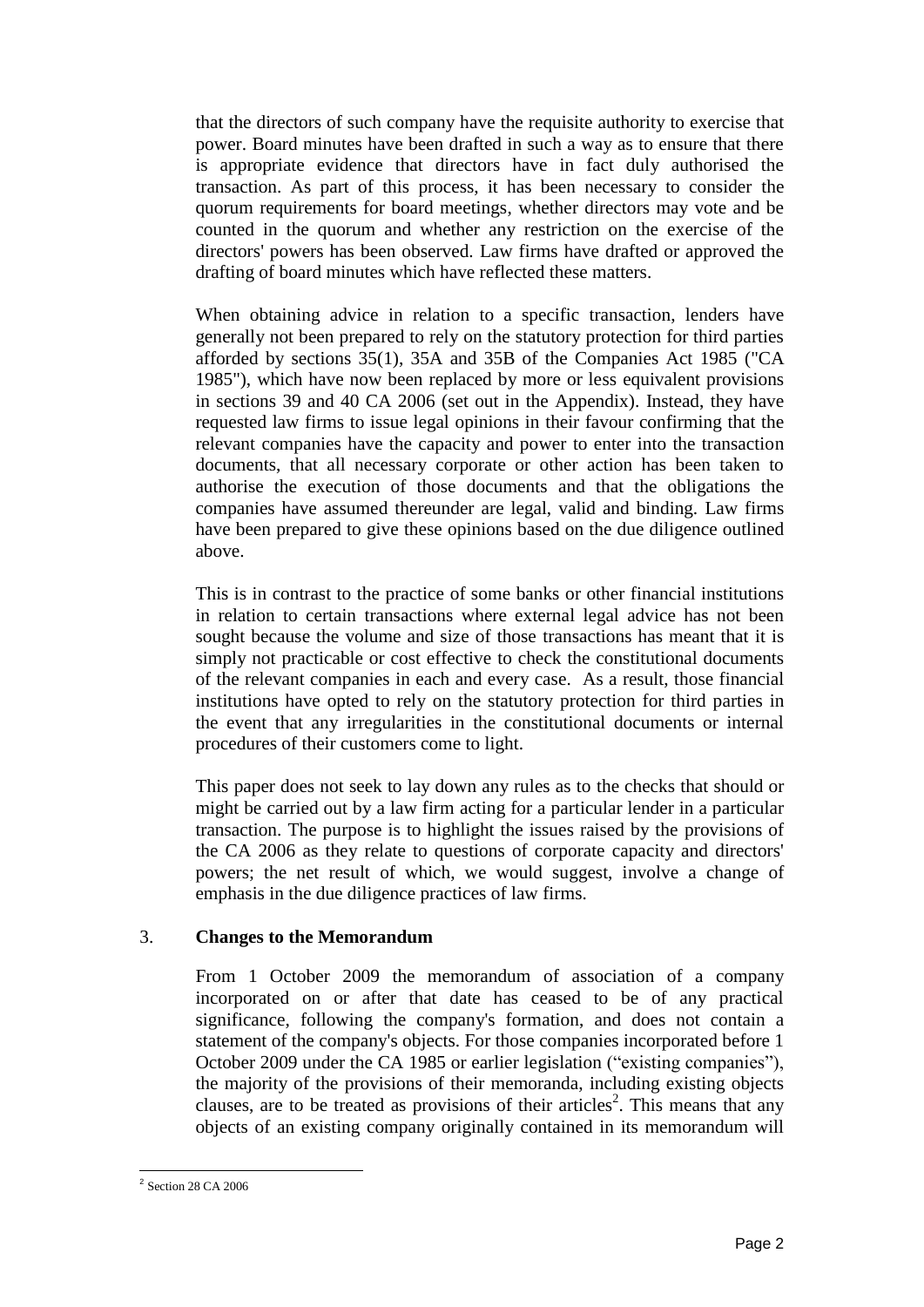that the directors of such company have the requisite authority to exercise that power. Board minutes have been drafted in such a way as to ensure that there is appropriate evidence that directors have in fact duly authorised the transaction. As part of this process, it has been necessary to consider the quorum requirements for board meetings, whether directors may vote and be counted in the quorum and whether any restriction on the exercise of the directors' powers has been observed. Law firms have drafted or approved the drafting of board minutes which have reflected these matters.

When obtaining advice in relation to a specific transaction, lenders have generally not been prepared to rely on the statutory protection for third parties afforded by sections 35(1), 35A and 35B of the Companies Act 1985 ("CA 1985"), which have now been replaced by more or less equivalent provisions in sections 39 and 40 CA 2006 (set out in the Appendix). Instead, they have requested law firms to issue legal opinions in their favour confirming that the relevant companies have the capacity and power to enter into the transaction documents, that all necessary corporate or other action has been taken to authorise the execution of those documents and that the obligations the companies have assumed thereunder are legal, valid and binding. Law firms have been prepared to give these opinions based on the due diligence outlined above.

This is in contrast to the practice of some banks or other financial institutions in relation to certain transactions where external legal advice has not been sought because the volume and size of those transactions has meant that it is simply not practicable or cost effective to check the constitutional documents of the relevant companies in each and every case. As a result, those financial institutions have opted to rely on the statutory protection for third parties in the event that any irregularities in the constitutional documents or internal procedures of their customers come to light.

This paper does not seek to lay down any rules as to the checks that should or might be carried out by a law firm acting for a particular lender in a particular transaction. The purpose is to highlight the issues raised by the provisions of the CA 2006 as they relate to questions of corporate capacity and directors' powers; the net result of which, we would suggest, involve a change of emphasis in the due diligence practices of law firms.

## 3. **Changes to the Memorandum**

From 1 October 2009 the memorandum of association of a company incorporated on or after that date has ceased to be of any practical significance, following the company's formation, and does not contain a statement of the company's objects. For those companies incorporated before 1 October 2009 under the CA 1985 or earlier legislation ("existing companies"), the majority of the provisions of their memoranda, including existing objects clauses, are to be treated as provisions of their articles[2]. This means that any objects of an existing company originally contained in its memorandum will

[2] Section 28 CA 2006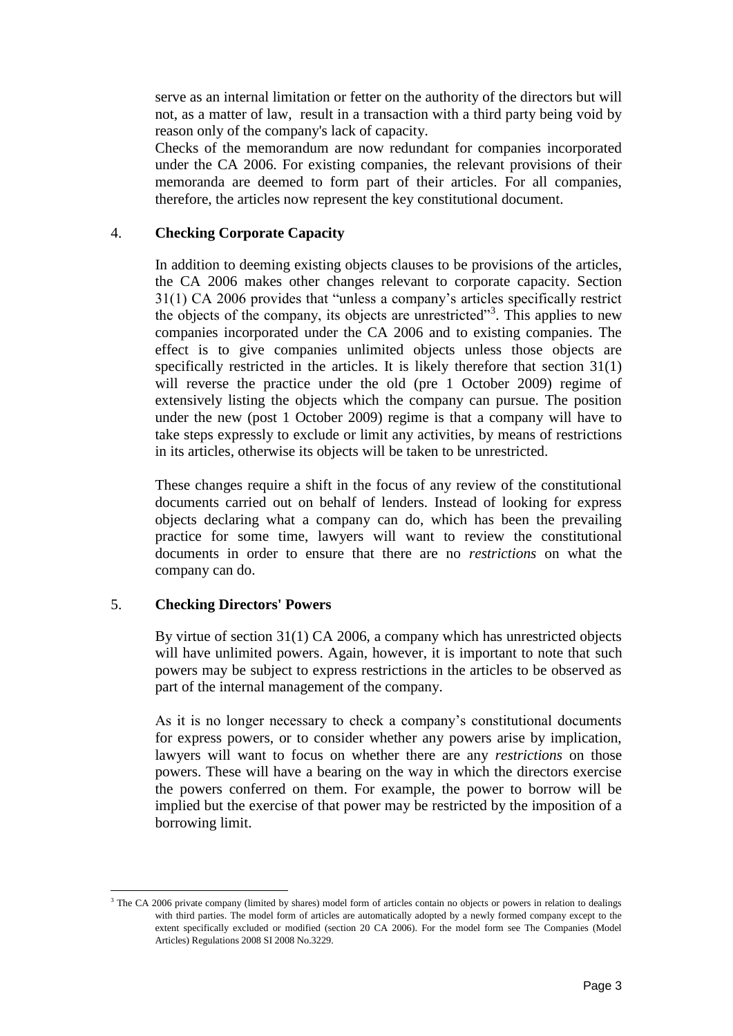serve as an internal limitation or fetter on the authority of the directors but will not, as a matter of law, result in a transaction with a third party being void by reason only of the company's lack of capacity.

Checks of the memorandum are now redundant for companies incorporated under the CA 2006. For existing companies, the relevant provisions of their memoranda are deemed to form part of their articles. For all companies, therefore, the articles now represent the key constitutional document.

## 4. **Checking Corporate Capacity**

In addition to deeming existing objects clauses to be provisions of the articles, the CA 2006 makes other changes relevant to corporate capacity. Section 31(1) CA 2006 provides that "unless a company's articles specifically restrict the objects of the company, its objects are unrestricted"[3]. This applies to new companies incorporated under the CA 2006 and to existing companies. The effect is to give companies unlimited objects unless those objects are specifically restricted in the articles. It is likely therefore that section 31(1) will reverse the practice under the old (pre 1 October 2009) regime of extensively listing the objects which the company can pursue. The position under the new (post 1 October 2009) regime is that a company will have to take steps expressly to exclude or limit any activities, by means of restrictions in its articles, otherwise its objects will be taken to be unrestricted.

These changes require a shift in the focus of any review of the constitutional documents carried out on behalf of lenders. Instead of looking for express objects declaring what a company can do, which has been the prevailing practice for some time, lawyers will want to review the constitutional documents in order to ensure that there are no *restrictions* on what the company can do.

## 5. **Checking Directors' Powers**

By virtue of section 31(1) CA 2006, a company which has unrestricted objects will have unlimited powers. Again, however, it is important to note that such powers may be subject to express restrictions in the articles to be observed as part of the internal management of the company.

As it is no longer necessary to check a company's constitutional documents for express powers, or to consider whether any powers arise by implication, lawyers will want to focus on whether there are any *restrictions* on those powers. These will have a bearing on the way in which the directors exercise the powers conferred on them. For example, the power to borrow will be implied but the exercise of that power may be restricted by the imposition of a borrowing limit.

---

[3] The CA 2006 private company (limited by shares) model form of articles contain no objects or powers in relation to dealings with third parties. The model form of articles are automatically adopted by a newly formed company except to the extent specifically excluded or modified (section 20 CA 2006). For the model form see The Companies (Model Articles) Regulations 2008 SI 2008 No.3229.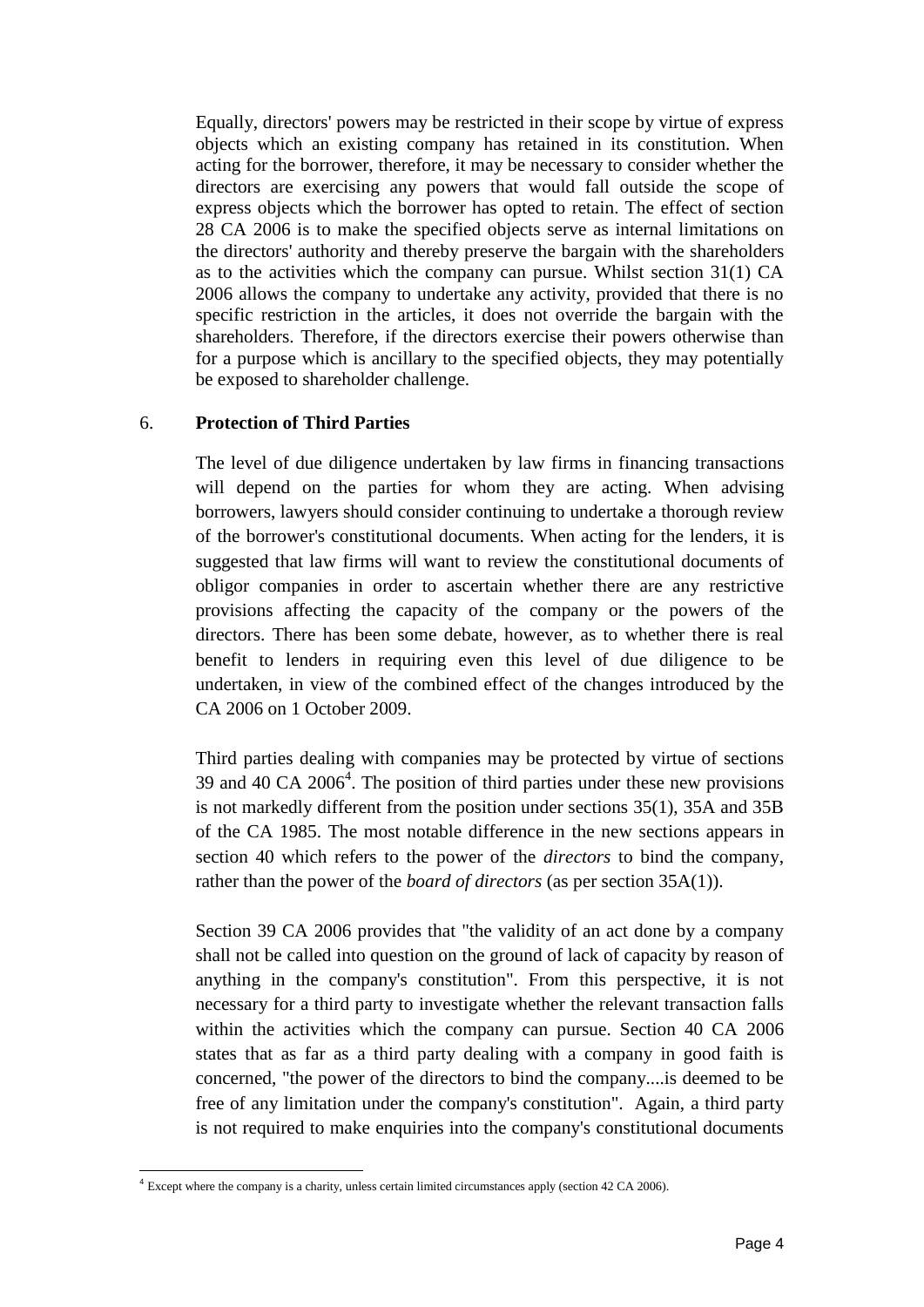Equally, directors' powers may be restricted in their scope by virtue of express objects which an existing company has retained in its constitution. When acting for the borrower, therefore, it may be necessary to consider whether the directors are exercising any powers that would fall outside the scope of express objects which the borrower has opted to retain. The effect of section 28 CA 2006 is to make the specified objects serve as internal limitations on the directors' authority and thereby preserve the bargain with the shareholders as to the activities which the company can pursue. Whilst section 31(1) CA 2006 allows the company to undertake any activity, provided that there is no specific restriction in the articles, it does not override the bargain with the shareholders. Therefore, if the directors exercise their powers otherwise than for a purpose which is ancillary to the specified objects, they may potentially be exposed to shareholder challenge.

## 6. **Protection of Third Parties**

The level of due diligence undertaken by law firms in financing transactions will depend on the parties for whom they are acting. When advising borrowers, lawyers should consider continuing to undertake a thorough review of the borrower's constitutional documents. When acting for the lenders, it is suggested that law firms will want to review the constitutional documents of obligor companies in order to ascertain whether there are any restrictive provisions affecting the capacity of the company or the powers of the directors. There has been some debate, however, as to whether there is real benefit to lenders in requiring even this level of due diligence to be undertaken, in view of the combined effect of the changes introduced by the CA 2006 on 1 October 2009.

Third parties dealing with companies may be protected by virtue of sections 39 and 40 CA 2006[4]. The position of third parties under these new provisions is not markedly different from the position under sections 35(1), 35A and 35B of the CA 1985. The most notable difference in the new sections appears in section 40 which refers to the power of the *directors* to bind the company, rather than the power of the *board of directors* (as per section 35A(1)).

Section 39 CA 2006 provides that "the validity of an act done by a company shall not be called into question on the ground of lack of capacity by reason of anything in the company's constitution". From this perspective, it is not necessary for a third party to investigate whether the relevant transaction falls within the activities which the company can pursue. Section 40 CA 2006 states that as far as a third party dealing with a company in good faith is concerned, "the power of the directors to bind the company....is deemed to be free of any limitation under the company's constitution". Again, a third party is not required to make enquiries into the company's constitutional documents

[4] Except where the company is a charity, unless certain limited circumstances apply (section 42 CA 2006).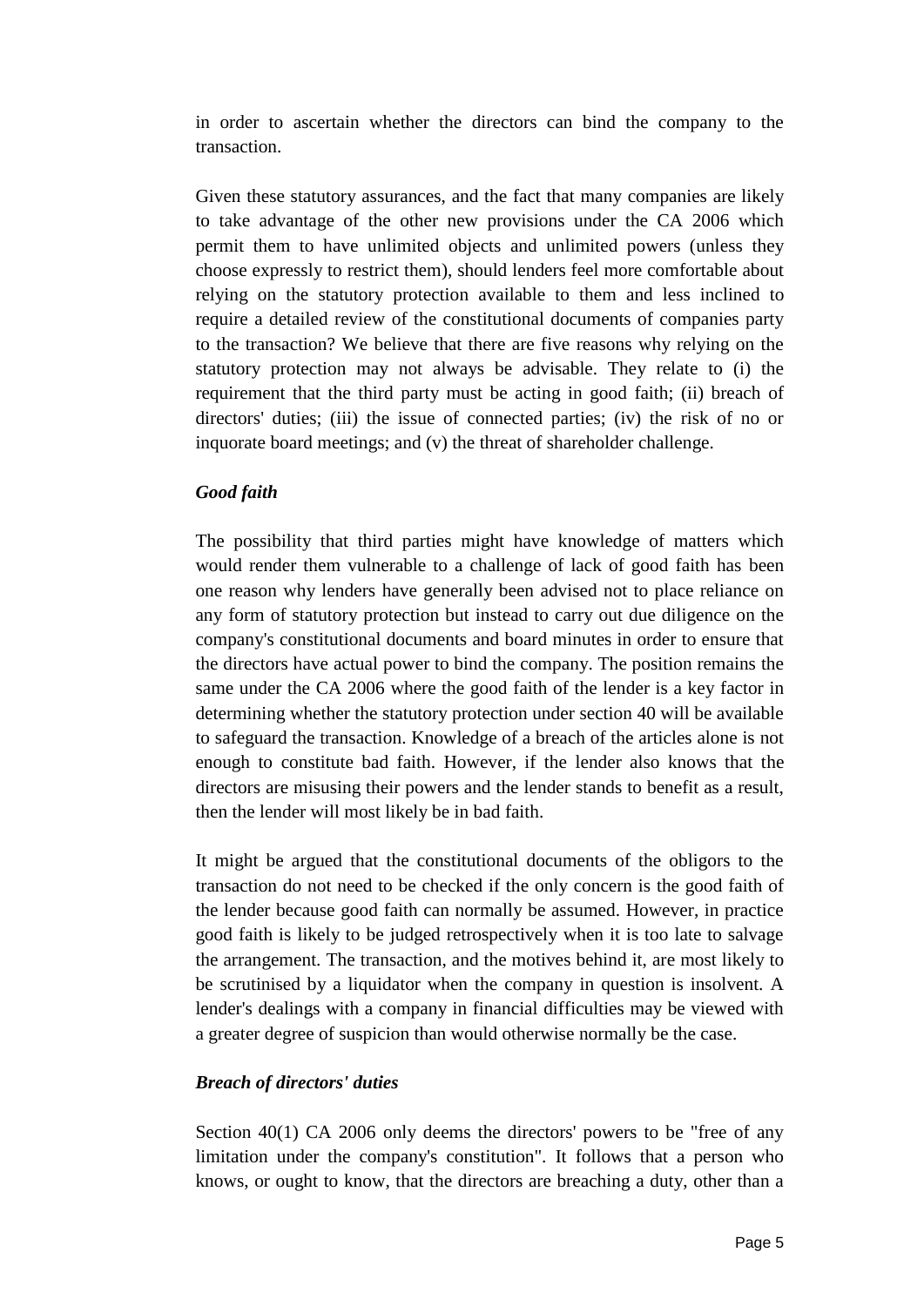in order to ascertain whether the directors can bind the company to the transaction.

Given these statutory assurances, and the fact that many companies are likely to take advantage of the other new provisions under the CA 2006 which permit them to have unlimited objects and unlimited powers (unless they choose expressly to restrict them), should lenders feel more comfortable about relying on the statutory protection available to them and less inclined to require a detailed review of the constitutional documents of companies party to the transaction? We believe that there are five reasons why relying on the statutory protection may not always be advisable. They relate to (i) the requirement that the third party must be acting in good faith; (ii) breach of directors' duties; (iii) the issue of connected parties; (iv) the risk of no or inquorate board meetings; and (v) the threat of shareholder challenge.

***Good faith***

The possibility that third parties might have knowledge of matters which would render them vulnerable to a challenge of lack of good faith has been one reason why lenders have generally been advised not to place reliance on any form of statutory protection but instead to carry out due diligence on the company's constitutional documents and board minutes in order to ensure that the directors have actual power to bind the company. The position remains the same under the CA 2006 where the good faith of the lender is a key factor in determining whether the statutory protection under section 40 will be available to safeguard the transaction. Knowledge of a breach of the articles alone is not enough to constitute bad faith. However, if the lender also knows that the directors are misusing their powers and the lender stands to benefit as a result, then the lender will most likely be in bad faith.

It might be argued that the constitutional documents of the obligors to the transaction do not need to be checked if the only concern is the good faith of the lender because good faith can normally be assumed. However, in practice good faith is likely to be judged retrospectively when it is too late to salvage the arrangement. The transaction, and the motives behind it, are most likely to be scrutinised by a liquidator when the company in question is insolvent. A lender's dealings with a company in financial difficulties may be viewed with a greater degree of suspicion than would otherwise normally be the case.

***Breach of directors' duties***

Section 40(1) CA 2006 only deems the directors' powers to be "free of any limitation under the company's constitution". It follows that a person who knows, or ought to know, that the directors are breaching a duty, other than a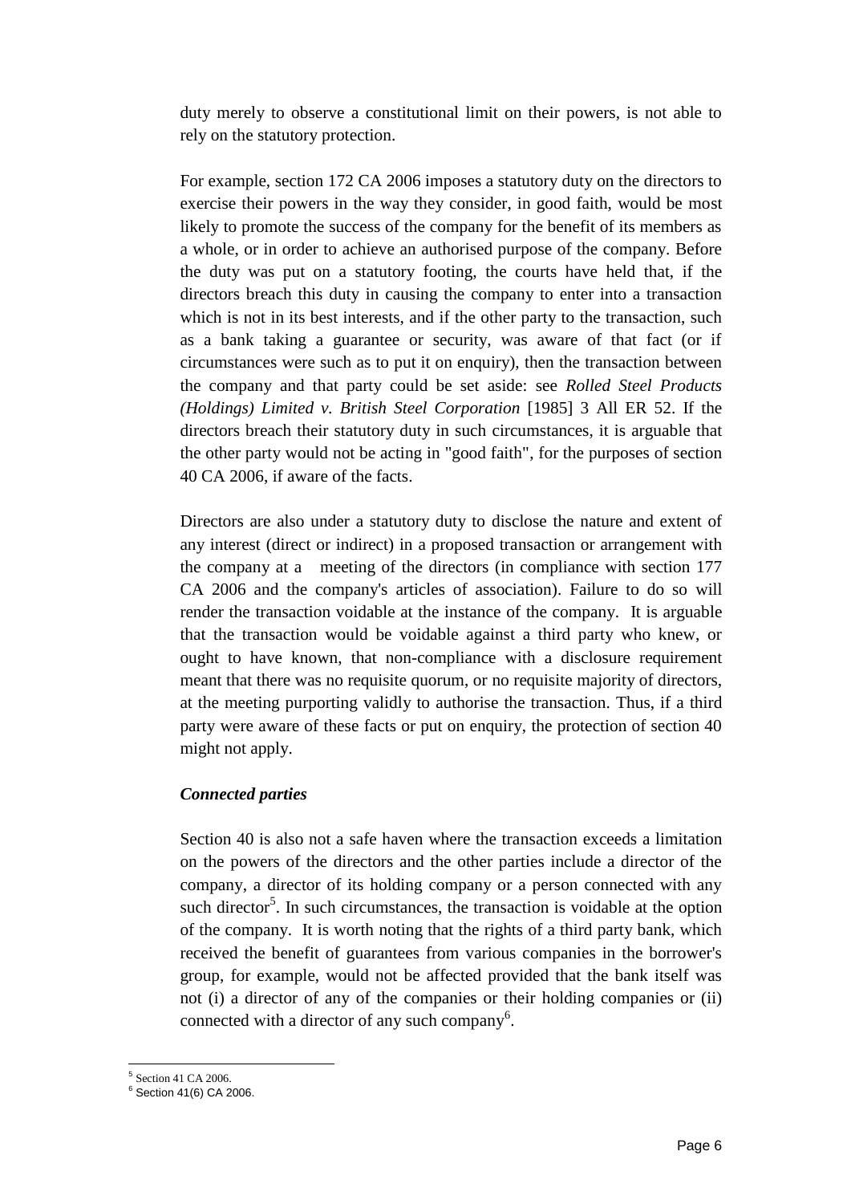duty merely to observe a constitutional limit on their powers, is not able to rely on the statutory protection.

For example, section 172 CA 2006 imposes a statutory duty on the directors to exercise their powers in the way they consider, in good faith, would be most likely to promote the success of the company for the benefit of its members as a whole, or in order to achieve an authorised purpose of the company. Before the duty was put on a statutory footing, the courts have held that, if the directors breach this duty in causing the company to enter into a transaction which is not in its best interests, and if the other party to the transaction, such as a bank taking a guarantee or security, was aware of that fact (or if circumstances were such as to put it on enquiry), then the transaction between the company and that party could be set aside: see *Rolled Steel Products (Holdings) Limited v. British Steel Corporation* [1985] 3 All ER 52. If the directors breach their statutory duty in such circumstances, it is arguable that the other party would not be acting in "good faith", for the purposes of section 40 CA 2006, if aware of the facts.

Directors are also under a statutory duty to disclose the nature and extent of any interest (direct or indirect) in a proposed transaction or arrangement with the company at a meeting of the directors (in compliance with section 177 CA 2006 and the company's articles of association). Failure to do so will render the transaction voidable at the instance of the company. It is arguable that the transaction would be voidable against a third party who knew, or ought to have known, that non-compliance with a disclosure requirement meant that there was no requisite quorum, or no requisite majority of directors, at the meeting purporting validly to authorise the transaction. Thus, if a third party were aware of these facts or put on enquiry, the protection of section 40 might not apply.

***Connected parties***

Section 40 is also not a safe haven where the transaction exceeds a limitation on the powers of the directors and the other parties include a director of the company, a director of its holding company or a person connected with any such director[5]. In such circumstances, the transaction is voidable at the option of the company. It is worth noting that the rights of a third party bank, which received the benefit of guarantees from various companies in the borrower's group, for example, would not be affected provided that the bank itself was not (i) a director of any of the companies or their holding companies or (ii) connected with a director of any such company[6].

[5] Section 41 CA 2006.
[6] Section 41(6) CA 2006.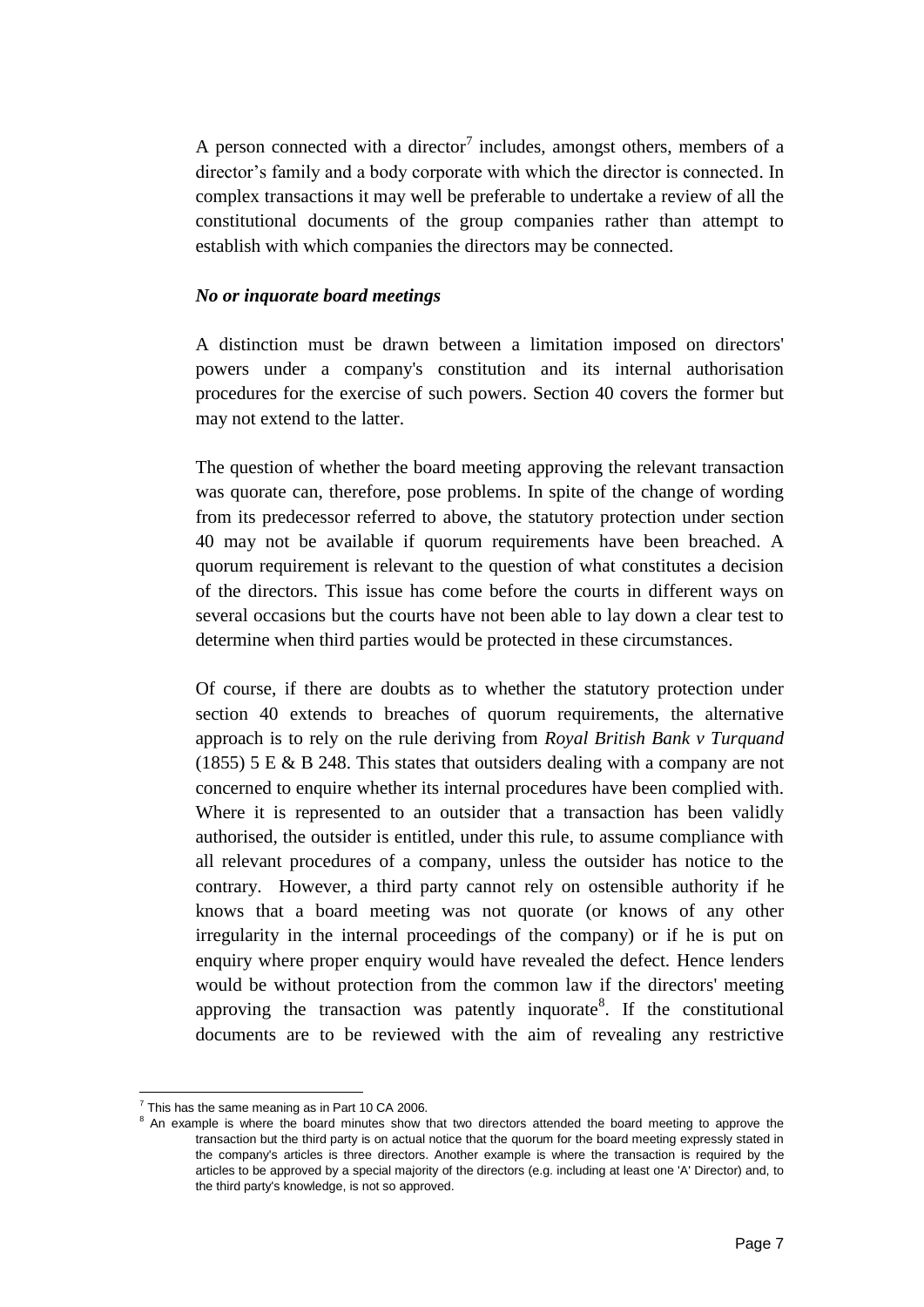A person connected with a director[7] includes, amongst others, members of a director's family and a body corporate with which the director is connected. In complex transactions it may well be preferable to undertake a review of all the constitutional documents of the group companies rather than attempt to establish with which companies the directors may be connected.

***No or inquorate board meetings***

A distinction must be drawn between a limitation imposed on directors' powers under a company's constitution and its internal authorisation procedures for the exercise of such powers. Section 40 covers the former but may not extend to the latter.

The question of whether the board meeting approving the relevant transaction was quorate can, therefore, pose problems. In spite of the change of wording from its predecessor referred to above, the statutory protection under section 40 may not be available if quorum requirements have been breached. A quorum requirement is relevant to the question of what constitutes a decision of the directors. This issue has come before the courts in different ways on several occasions but the courts have not been able to lay down a clear test to determine when third parties would be protected in these circumstances.

Of course, if there are doubts as to whether the statutory protection under section 40 extends to breaches of quorum requirements, the alternative approach is to rely on the rule deriving from *Royal British Bank v Turquand* (1855) 5 E & B 248. This states that outsiders dealing with a company are not concerned to enquire whether its internal procedures have been complied with. Where it is represented to an outsider that a transaction has been validly authorised, the outsider is entitled, under this rule, to assume compliance with all relevant procedures of a company, unless the outsider has notice to the contrary. However, a third party cannot rely on ostensible authority if he knows that a board meeting was not quorate (or knows of any other irregularity in the internal proceedings of the company) or if he is put on enquiry where proper enquiry would have revealed the defect. Hence lenders would be without protection from the common law if the directors' meeting approving the transaction was patently inquorate[8]. If the constitutional documents are to be reviewed with the aim of revealing any restrictive

---

[7] This has the same meaning as in Part 10 CA 2006.

[8] An example is where the board minutes show that two directors attended the board meeting to approve the transaction but the third party is on actual notice that the quorum for the board meeting expressly stated in the company's articles is three directors. Another example is where the transaction is required by the articles to be approved by a special majority of the directors (e.g. including at least one 'A' Director) and, to the third party's knowledge, is not so approved.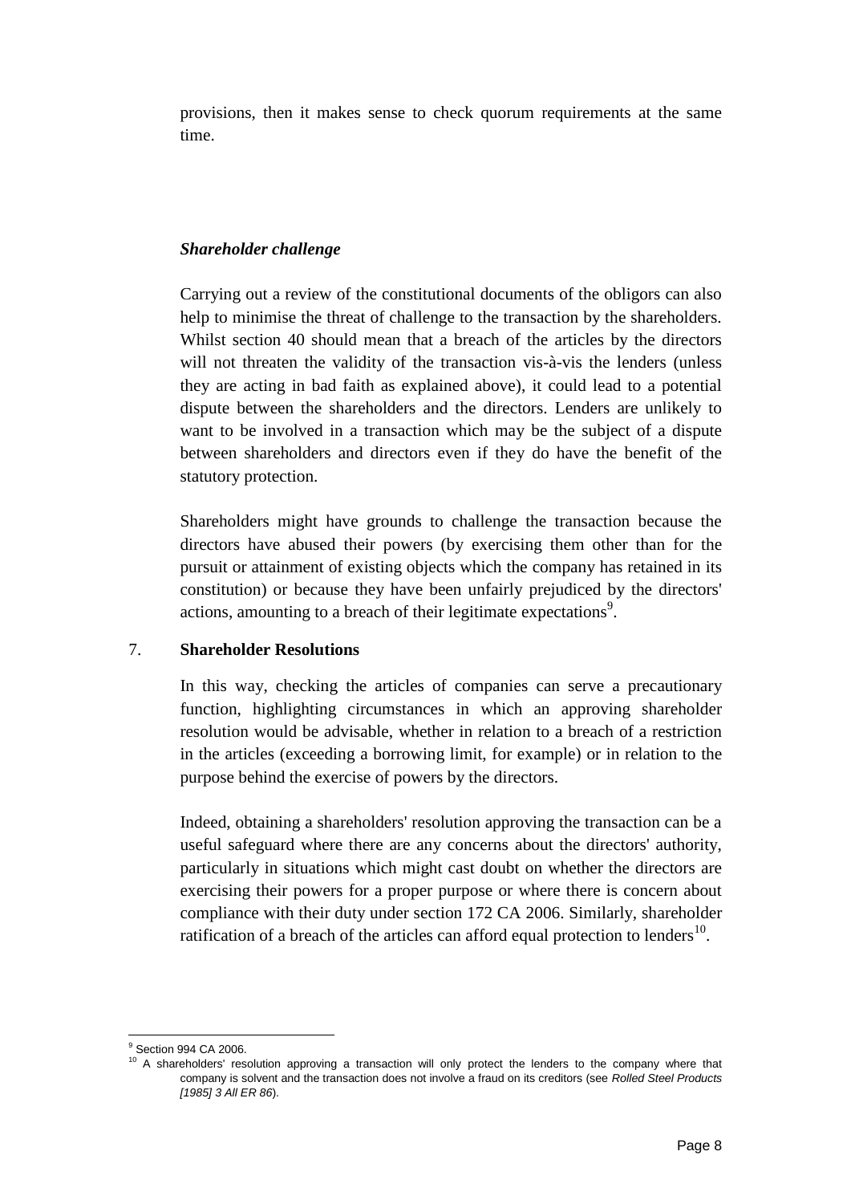provisions, then it makes sense to check quorum requirements at the same time.

***Shareholder challenge***

Carrying out a review of the constitutional documents of the obligors can also help to minimise the threat of challenge to the transaction by the shareholders. Whilst section 40 should mean that a breach of the articles by the directors will not threaten the validity of the transaction vis-à-vis the lenders (unless they are acting in bad faith as explained above), it could lead to a potential dispute between the shareholders and the directors. Lenders are unlikely to want to be involved in a transaction which may be the subject of a dispute between shareholders and directors even if they do have the benefit of the statutory protection.

Shareholders might have grounds to challenge the transaction because the directors have abused their powers (by exercising them other than for the pursuit or attainment of existing objects which the company has retained in its constitution) or because they have been unfairly prejudiced by the directors' actions, amounting to a breach of their legitimate expectations[9].

## 7. Shareholder Resolutions

In this way, checking the articles of companies can serve a precautionary function, highlighting circumstances in which an approving shareholder resolution would be advisable, whether in relation to a breach of a restriction in the articles (exceeding a borrowing limit, for example) or in relation to the purpose behind the exercise of powers by the directors.

Indeed, obtaining a shareholders' resolution approving the transaction can be a useful safeguard where there are any concerns about the directors' authority, particularly in situations which might cast doubt on whether the directors are exercising their powers for a proper purpose or where there is concern about compliance with their duty under section 172 CA 2006. Similarly, shareholder ratification of a breach of the articles can afford equal protection to lenders[10].

---

[9] Section 994 CA 2006.

[10] A shareholders' resolution approving a transaction will only protect the lenders to the company where that company is solvent and the transaction does not involve a fraud on its creditors (see *Rolled Steel Products [1985] 3 All ER 86*).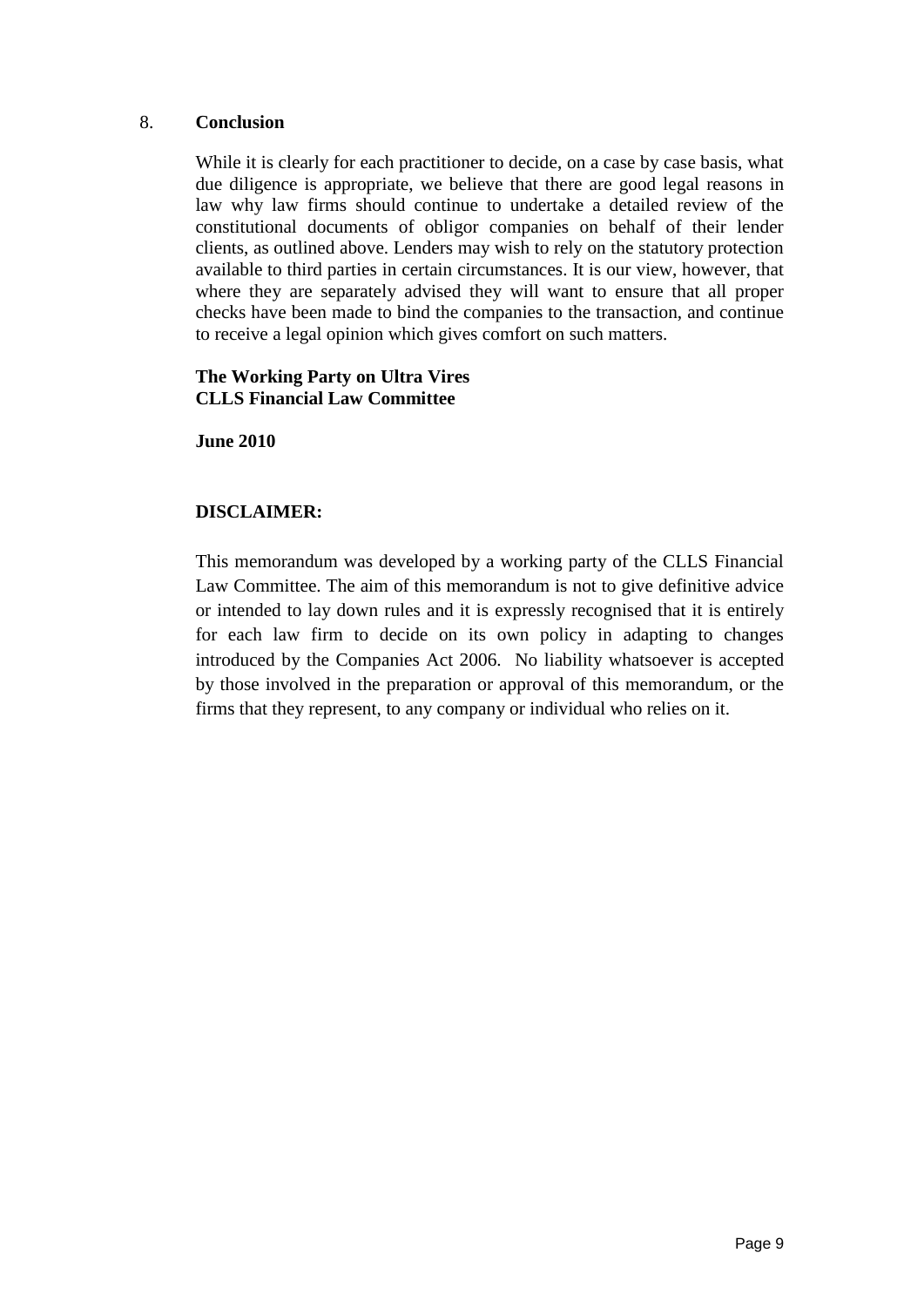## 8. Conclusion

While it is clearly for each practitioner to decide, on a case by case basis, what due diligence is appropriate, we believe that there are good legal reasons in law why law firms should continue to undertake a detailed review of the constitutional documents of obligor companies on behalf of their lender clients, as outlined above. Lenders may wish to rely on the statutory protection available to third parties in certain circumstances. It is our view, however, that where they are separately advised they will want to ensure that all proper checks have been made to bind the companies to the transaction, and continue to receive a legal opinion which gives comfort on such matters.

**The Working Party on Ultra Vires**
**CLLS Financial Law Committee**

**June 2010**

**DISCLAIMER:**

This memorandum was developed by a working party of the CLLS Financial Law Committee. The aim of this memorandum is not to give definitive advice or intended to lay down rules and it is expressly recognised that it is entirely for each law firm to decide on its own policy in adapting to changes introduced by the Companies Act 2006. No liability whatsoever is accepted by those involved in the preparation or approval of this memorandum, or the firms that they represent, to any company or individual who relies on it.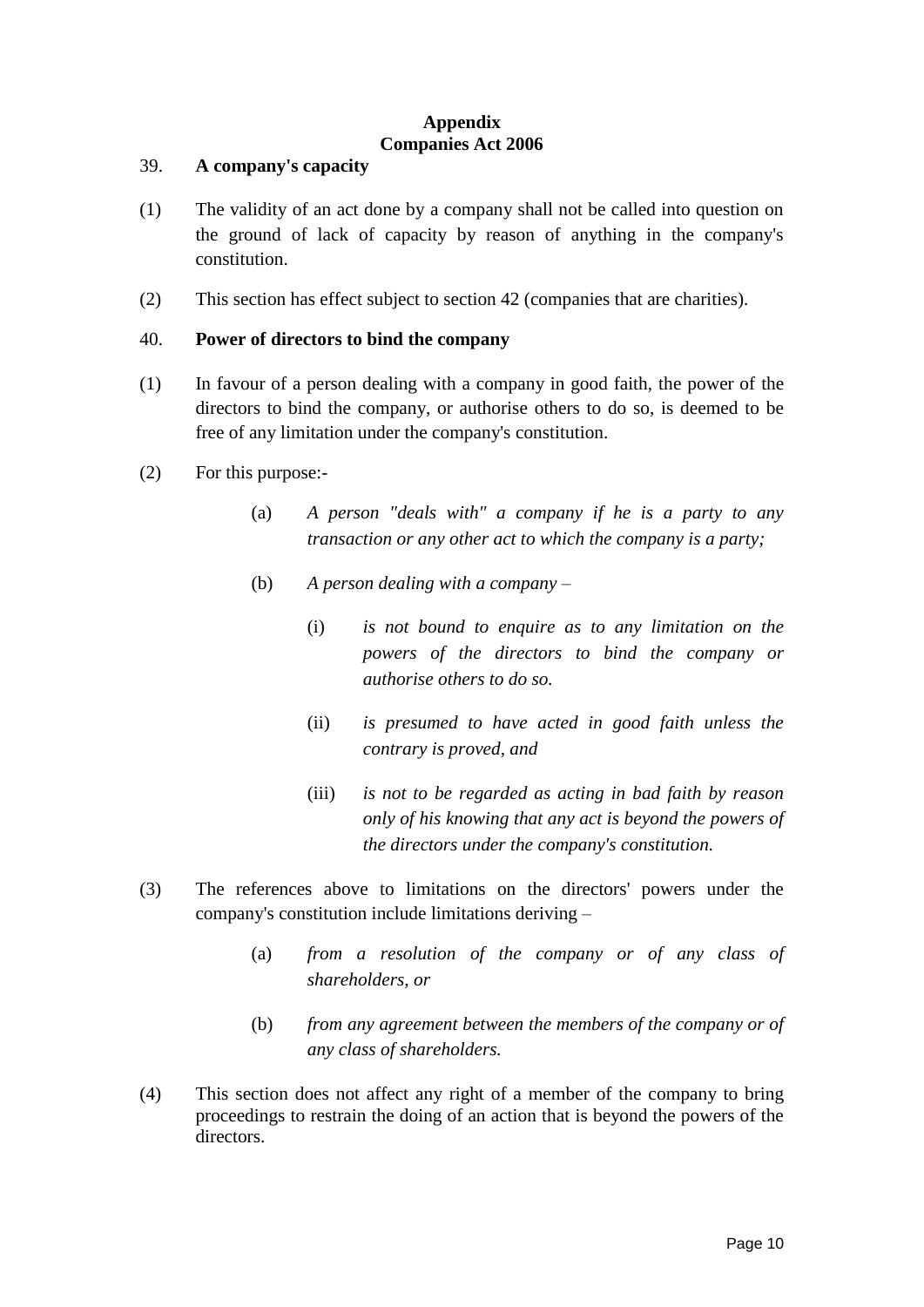**Appendix**
**Companies Act 2006**

39. **A company's capacity**

(1) The validity of an act done by a company shall not be called into question on the ground of lack of capacity by reason of anything in the company's constitution.

(2) This section has effect subject to section 42 (companies that are charities).

40. **Power of directors to bind the company**

(1) In favour of a person dealing with a company in good faith, the power of the directors to bind the company, or authorise others to do so, is deemed to be free of any limitation under the company's constitution.

(2) For this purpose:-

(a) *A person "deals with" a company if he is a party to any transaction or any other act to which the company is a party;*

(b) *A person dealing with a company –*

(i) *is not bound to enquire as to any limitation on the powers of the directors to bind the company or authorise others to do so.*

(ii) *is presumed to have acted in good faith unless the contrary is proved, and*

(iii) *is not to be regarded as acting in bad faith by reason only of his knowing that any act is beyond the powers of the directors under the company's constitution.*

(3) The references above to limitations on the directors' powers under the company's constitution include limitations deriving –

(a) *from a resolution of the company or of any class of shareholders, or*

(b) *from any agreement between the members of the company or of any class of shareholders.*

(4) This section does not affect any right of a member of the company to bring proceedings to restrain the doing of an action that is beyond the powers of the directors.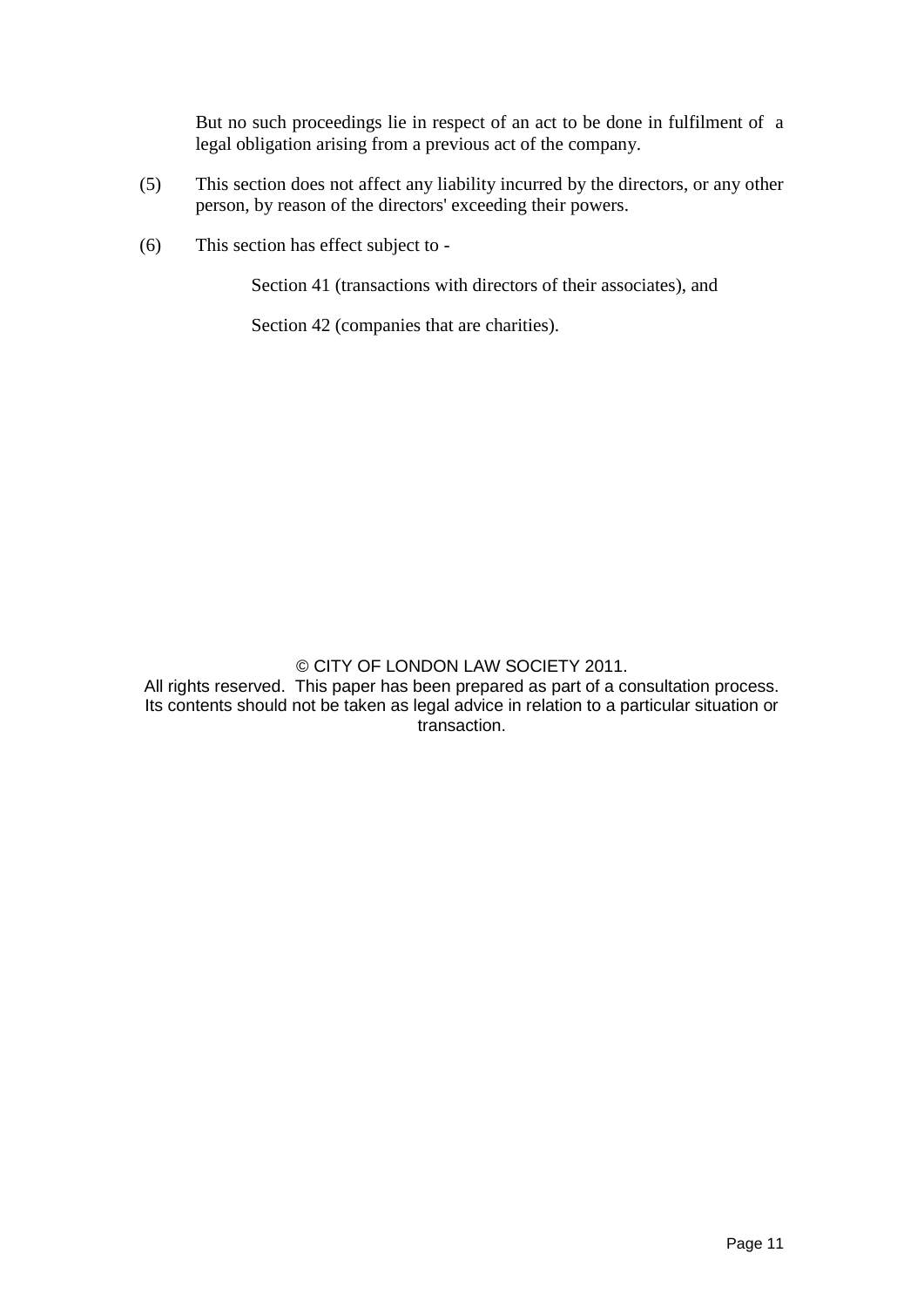But no such proceedings lie in respect of an act to be done in fulfilment of a legal obligation arising from a previous act of the company.

(5) This section does not affect any liability incurred by the directors, or any other person, by reason of the directors' exceeding their powers.

(6) This section has effect subject to -

Section 41 (transactions with directors of their associates), and

Section 42 (companies that are charities).

© CITY OF LONDON LAW SOCIETY 2011.
All rights reserved. This paper has been prepared as part of a consultation process. Its contents should not be taken as legal advice in relation to a particular situation or transaction.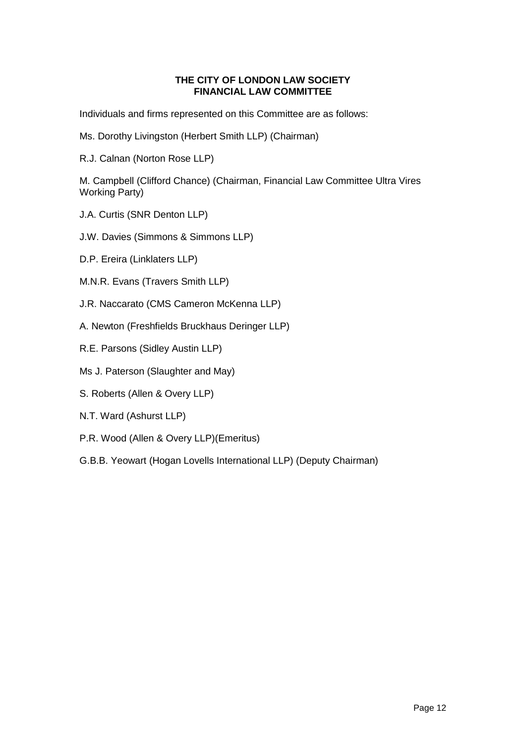**THE CITY OF LONDON LAW SOCIETY**
**FINANCIAL LAW COMMITTEE**

Individuals and firms represented on this Committee are as follows:

Ms. Dorothy Livingston (Herbert Smith LLP) (Chairman)

R.J. Calnan (Norton Rose LLP)

M. Campbell (Clifford Chance) (Chairman, Financial Law Committee Ultra Vires Working Party)

J.A. Curtis (SNR Denton LLP)

J.W. Davies (Simmons & Simmons LLP)

D.P. Ereira (Linklaters LLP)

M.N.R. Evans (Travers Smith LLP)

J.R. Naccarato (CMS Cameron McKenna LLP)

A. Newton (Freshfields Bruckhaus Deringer LLP)

R.E. Parsons (Sidley Austin LLP)

Ms J. Paterson (Slaughter and May)

S. Roberts (Allen & Overy LLP)

N.T. Ward (Ashurst LLP)

P.R. Wood (Allen & Overy LLP)(Emeritus)

G.B.B. Yeowart (Hogan Lovells International LLP) (Deputy Chairman)